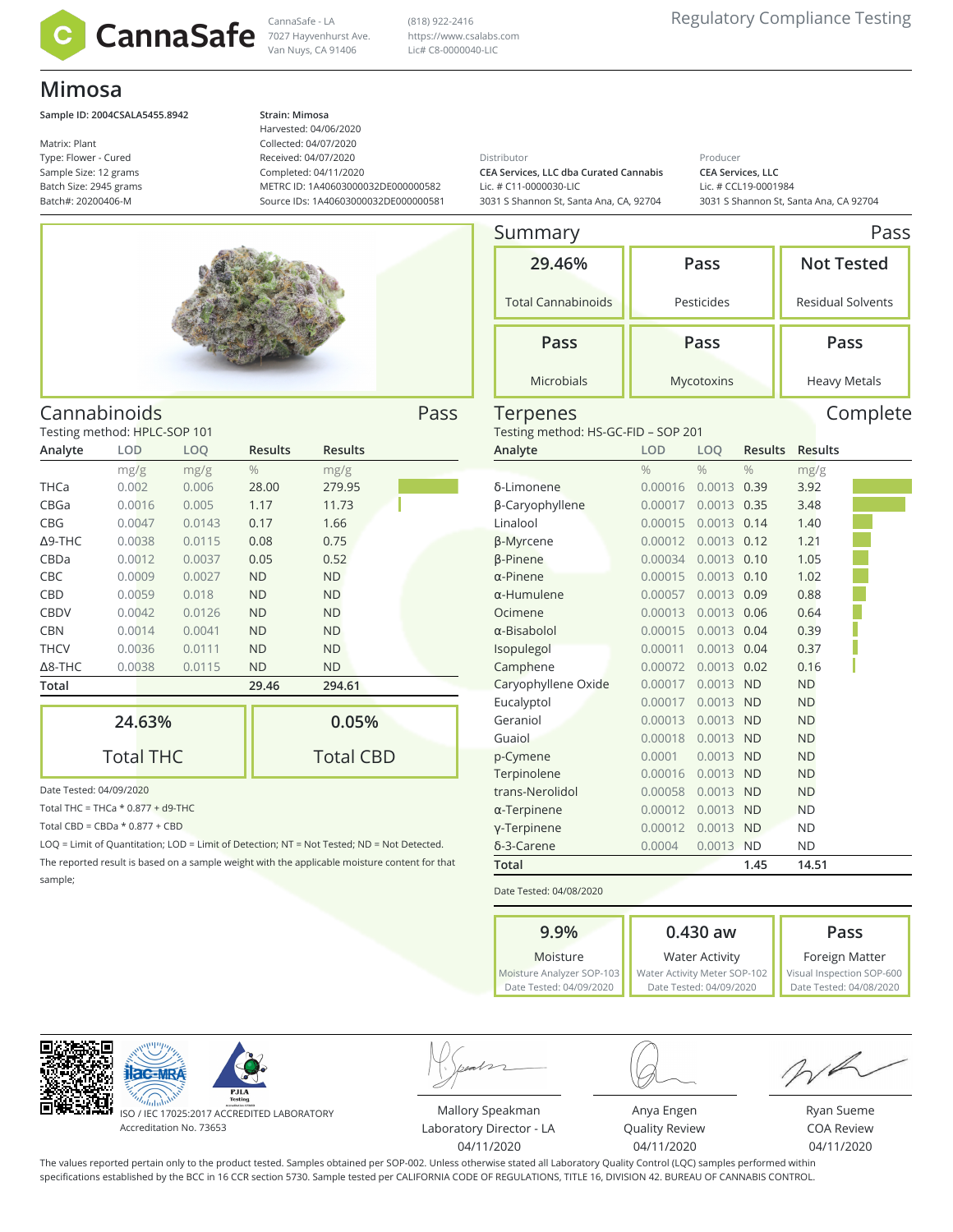# CannaSafe

CannaSafe - LA
7027 Hayvenhurst Ave.
Van Nuys, CA 91406

(818) 922-2416
https://www.csalabs.com
Lic# C8-0000040-LIC

Regulatory Compliance Testing

## Mimosa

Sample ID: 2004CSALA5455.8942

Matrix: Plant
Type: Flower - Cured
Sample Size: 12 grams
Batch Size: 2945 grams
Batch#: 20200406-M

Strain: Mimosa
Harvested: 04/06/2020
Collected: 04/07/2020
Received: 04/07/2020
Completed: 04/11/2020
METRC ID: 1A406030000032DE000000582
Source IDs: 1A406030000032DE000000581

Distributor
CEA Services, LLC dba Curated Cannabis
Lic. # C11-0000030-LIC
3031 S Shannon St, Santa Ana, CA, 92704

Producer
CEA Services, LLC
Lic. # CCL19-0001984
3031 S Shannon St, Santa Ana, CA 92704

## Summary — Pass

| 29.46% | Pass | Not Tested |
|---|---|---|
| Total Cannabinoids | Pesticides | Residual Solvents |
| **Pass** | **Pass** | **Pass** |
| Microbials | Mycotoxins | Heavy Metals |

## Cannabinoids — Pass

Testing method: HPLC-SOP 101

| Analyte | LOD | LOQ | Results | Results |
|---|---|---|---|---|
| | mg/g | mg/g | % | mg/g |
| THCa | 0.002 | 0.006 | 28.00 | 279.95 |
| CBGa | 0.0016 | 0.005 | 1.17 | 11.73 |
| CBG | 0.0047 | 0.0143 | 0.17 | 1.66 |
| Δ9-THC | 0.0038 | 0.0115 | 0.08 | 0.75 |
| CBDa | 0.0012 | 0.0037 | 0.05 | 0.52 |
| CBC | 0.0009 | 0.0027 | ND | ND |
| CBD | 0.0059 | 0.018 | ND | ND |
| CBDV | 0.0042 | 0.0126 | ND | ND |
| CBN | 0.0014 | 0.0041 | ND | ND |
| THCV | 0.0036 | 0.0111 | ND | ND |
| Δ8-THC | 0.0038 | 0.0115 | ND | ND |
| **Total** | | | **29.46** | **294.61** |

| 24.63% | 0.05% |
|---|---|
| Total THC | Total CBD |

Date Tested: 04/09/2020

Total THC = THCa * 0.877 + d9-THC

Total CBD = CBDa * 0.877 + CBD

LOQ = Limit of Quantitation; LOD = Limit of Detection; NT = Not Tested; ND = Not Detected.

The reported result is based on a sample weight with the applicable moisture content for that sample;

## Terpenes — Complete

Testing method: HS-GC-FID – SOP 201

| Analyte | LOD | LOQ | Results | Results |
|---|---|---|---|---|
| | % | % | % | mg/g |
| δ-Limonene | 0.00016 | 0.0013 | 0.39 | 3.92 |
| β-Caryophyllene | 0.00017 | 0.0013 | 0.35 | 3.48 |
| Linalool | 0.00015 | 0.0013 | 0.14 | 1.40 |
| β-Myrcene | 0.00012 | 0.0013 | 0.12 | 1.21 |
| β-Pinene | 0.00034 | 0.0013 | 0.10 | 1.05 |
| α-Pinene | 0.00015 | 0.0013 | 0.10 | 1.02 |
| α-Humulene | 0.00057 | 0.0013 | 0.09 | 0.88 |
| Ocimene | 0.00013 | 0.0013 | 0.06 | 0.64 |
| α-Bisabolol | 0.00015 | 0.0013 | 0.04 | 0.39 |
| Isopulegol | 0.00011 | 0.0013 | 0.04 | 0.37 |
| Camphene | 0.00072 | 0.0013 | 0.02 | 0.16 |
| Caryophyllene Oxide | 0.00017 | 0.0013 | ND | ND |
| Eucalyptol | 0.00017 | 0.0013 | ND | ND |
| Geraniol | 0.00013 | 0.0013 | ND | ND |
| Guaiol | 0.00018 | 0.0013 | ND | ND |
| p-Cymene | 0.0001 | 0.0013 | ND | ND |
| Terpinolene | 0.00016 | 0.0013 | ND | ND |
| trans-Nerolidol | 0.00058 | 0.0013 | ND | ND |
| α-Terpinene | 0.00012 | 0.0013 | ND | ND |
| γ-Terpinene | 0.00012 | 0.0013 | ND | ND |
| δ-3-Carene | 0.0004 | 0.0013 | ND | ND |
| **Total** | | | **1.45** | **14.51** |

Date Tested: 04/08/2020

| 9.9% | 0.430 aw | Pass |
|---|---|---|
| Moisture | Water Activity | Foreign Matter |
| Moisture Analyzer SOP-103 | Water Activity Meter SOP-102 | Visual Inspection SOP-600 |
| Date Tested: 04/09/2020 | Date Tested: 04/09/2020 | Date Tested: 04/08/2020 |

ISO / IEC 17025:2017 ACCREDITED LABORATORY
Accreditation No. 73653

Mallory Speakman
Laboratory Director - LA
04/11/2020

Anya Engen
Quality Review
04/11/2020

Ryan Sueme
COA Review
04/11/2020

The values reported pertain only to the product tested. Samples obtained per SOP-002. Unless otherwise stated all Laboratory Quality Control (LQC) samples performed within specifications established by the BCC in 16 CCR section 5730. Sample tested per CALIFORNIA CODE OF REGULATIONS, TITLE 16, DIVISION 42. BUREAU OF CANNABIS CONTROL.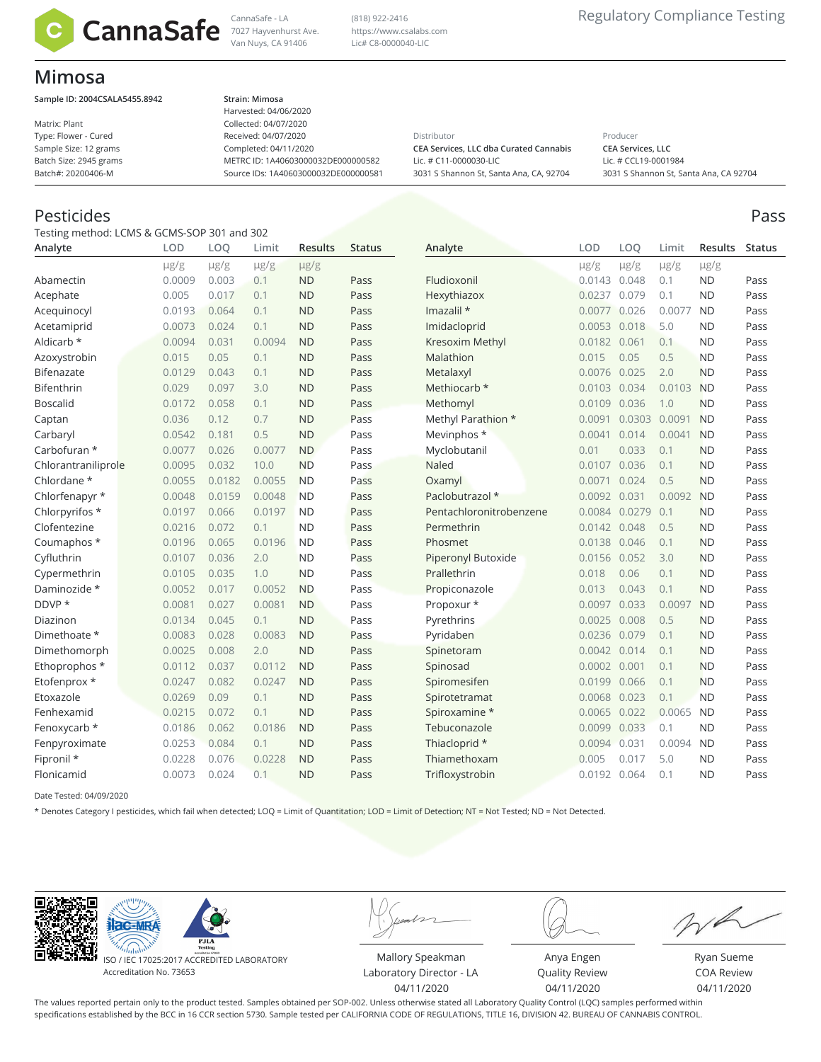# Mimosa

**Sample ID: 2004CSALA5455.8942**

Matrix: Plant
Type: Flower - Cured
Sample Size: 12 grams
Batch Size: 2945 grams
Batch#: 20200406-M

**Strain: Mimosa**
Harvested: 04/06/2020
Collected: 04/07/2020
Received: 04/07/2020
Completed: 04/11/2020
METRC ID: 1A40603000032DE000000582
Source IDs: 1A40603000032DE000000581

Distributor
**CEA Services, LLC dba Curated Cannabis**
Lic. # C11-0000030-LIC
3031 S Shannon St, Santa Ana, CA, 92704

Producer
**CEA Services, LLC**
Lic. # CCL19-0001984
3031 S Shannon St, Santa Ana, CA 92704

## Pesticides

**Pass**

Testing method: LCMS & GCMS-SOP 301 and 302

| Analyte | LOD | LOQ | Limit | Results | Status |
|---|---|---|---|---|---|
| | μg/g | μg/g | μg/g | μg/g | |
| Abamectin | 0.0009 | 0.003 | 0.1 | ND | Pass |
| Acephate | 0.005 | 0.017 | 0.1 | ND | Pass |
| Acequinocyl | 0.0193 | 0.064 | 0.1 | ND | Pass |
| Acetamiprid | 0.0073 | 0.024 | 0.1 | ND | Pass |
| Aldicarb * | 0.0094 | 0.031 | 0.0094 | ND | Pass |
| Azoxystrobin | 0.015 | 0.05 | 0.1 | ND | Pass |
| Bifenazate | 0.0129 | 0.043 | 0.1 | ND | Pass |
| Bifenthrin | 0.029 | 0.097 | 3.0 | ND | Pass |
| Boscalid | 0.0172 | 0.058 | 0.1 | ND | Pass |
| Captan | 0.036 | 0.12 | 0.7 | ND | Pass |
| Carbaryl | 0.0542 | 0.181 | 0.5 | ND | Pass |
| Carbofuran * | 0.0077 | 0.026 | 0.0077 | ND | Pass |
| Chlorantraniliprole | 0.0095 | 0.032 | 10.0 | ND | Pass |
| Chlordane * | 0.0055 | 0.0182 | 0.0055 | ND | Pass |
| Chlorfenapyr * | 0.0048 | 0.0159 | 0.0048 | ND | Pass |
| Chlorpyrifos * | 0.0197 | 0.066 | 0.0197 | ND | Pass |
| Clofentezine | 0.0216 | 0.072 | 0.1 | ND | Pass |
| Coumaphos * | 0.0196 | 0.065 | 0.0196 | ND | Pass |
| Cyfluthrin | 0.0107 | 0.036 | 2.0 | ND | Pass |
| Cypermethrin | 0.0105 | 0.035 | 1.0 | ND | Pass |
| Daminozide * | 0.0052 | 0.017 | 0.0052 | ND | Pass |
| DDVP * | 0.0081 | 0.027 | 0.0081 | ND | Pass |
| Diazinon | 0.0134 | 0.045 | 0.1 | ND | Pass |
| Dimethoate * | 0.0083 | 0.028 | 0.0083 | ND | Pass |
| Dimethomorph | 0.0025 | 0.008 | 2.0 | ND | Pass |
| Ethoprophos * | 0.0112 | 0.037 | 0.0112 | ND | Pass |
| Etofenprox * | 0.0247 | 0.082 | 0.0247 | ND | Pass |
| Etoxazole | 0.0269 | 0.09 | 0.1 | ND | Pass |
| Fenhexamid | 0.0215 | 0.072 | 0.1 | ND | Pass |
| Fenoxycarb * | 0.0186 | 0.062 | 0.0186 | ND | Pass |
| Fenpyroximate | 0.0253 | 0.084 | 0.1 | ND | Pass |
| Fipronil * | 0.0228 | 0.076 | 0.0228 | ND | Pass |
| Flonicamid | 0.0073 | 0.024 | 0.1 | ND | Pass |
| Fludioxonil | 0.0143 | 0.048 | 0.1 | ND | Pass |
| Hexythiazox | 0.0237 | 0.079 | 0.1 | ND | Pass |
| Imazalil * | 0.0077 | 0.026 | 0.0077 | ND | Pass |
| Imidacloprid | 0.0053 | 0.018 | 5.0 | ND | Pass |
| Kresoxim Methyl | 0.0182 | 0.061 | 0.1 | ND | Pass |
| Malathion | 0.015 | 0.05 | 0.5 | ND | Pass |
| Metalaxyl | 0.0076 | 0.025 | 2.0 | ND | Pass |
| Methiocarb * | 0.0103 | 0.034 | 0.0103 | ND | Pass |
| Methomyl | 0.0109 | 0.036 | 1.0 | ND | Pass |
| Methyl Parathion * | 0.0091 | 0.0303 | 0.0091 | ND | Pass |
| Mevinphos * | 0.0041 | 0.014 | 0.0041 | ND | Pass |
| Myclobutanil | 0.01 | 0.033 | 0.1 | ND | Pass |
| Naled | 0.0107 | 0.036 | 0.1 | ND | Pass |
| Oxamyl | 0.0071 | 0.024 | 0.5 | ND | Pass |
| Paclobutrazol * | 0.0092 | 0.031 | 0.0092 | ND | Pass |
| Pentachloronitrobenzene | 0.0084 | 0.0279 | 0.1 | ND | Pass |
| Permethrin | 0.0142 | 0.048 | 0.5 | ND | Pass |
| Phosmet | 0.0138 | 0.046 | 0.1 | ND | Pass |
| Piperonyl Butoxide | 0.0156 | 0.052 | 3.0 | ND | Pass |
| Prallethrin | 0.018 | 0.06 | 0.1 | ND | Pass |
| Propiconazole | 0.013 | 0.043 | 0.1 | ND | Pass |
| Propoxur * | 0.0097 | 0.033 | 0.0097 | ND | Pass |
| Pyrethrins | 0.0025 | 0.008 | 0.5 | ND | Pass |
| Pyridaben | 0.0236 | 0.079 | 0.1 | ND | Pass |
| Spinetoram | 0.0042 | 0.014 | 0.1 | ND | Pass |
| Spinosad | 0.0002 | 0.001 | 0.1 | ND | Pass |
| Spiromesifen | 0.0199 | 0.066 | 0.1 | ND | Pass |
| Spirotetramat | 0.0068 | 0.023 | 0.1 | ND | Pass |
| Spiroxamine * | 0.0065 | 0.022 | 0.0065 | ND | Pass |
| Tebuconazole | 0.0099 | 0.033 | 0.1 | ND | Pass |
| Thiacloprid * | 0.0094 | 0.031 | 0.0094 | ND | Pass |
| Thiamethoxam | 0.005 | 0.017 | 5.0 | ND | Pass |
| Trifloxystrobin | 0.0192 | 0.064 | 0.1 | ND | Pass |

Date Tested: 04/09/2020

* Denotes Category I pesticides, which fail when detected; LOQ = Limit of Quantitation; LOD = Limit of Detection; NT = Not Tested; ND = Not Detected.

ISO / IEC 17025:2017 ACCREDITED LABORATORY
Accreditation No. 73653

Mallory Speakman
Laboratory Director - LA
04/11/2020

Anya Engen
Quality Review
04/11/2020

Ryan Sueme
COA Review
04/11/2020

The values reported pertain only to the product tested. Samples obtained per SOP-002. Unless otherwise stated all Laboratory Quality Control (LQC) samples performed within specifications established by the BCC in 16 CCR section 5730. Sample tested per CALIFORNIA CODE OF REGULATIONS, TITLE 16, DIVISION 42. BUREAU OF CANNABIS CONTROL.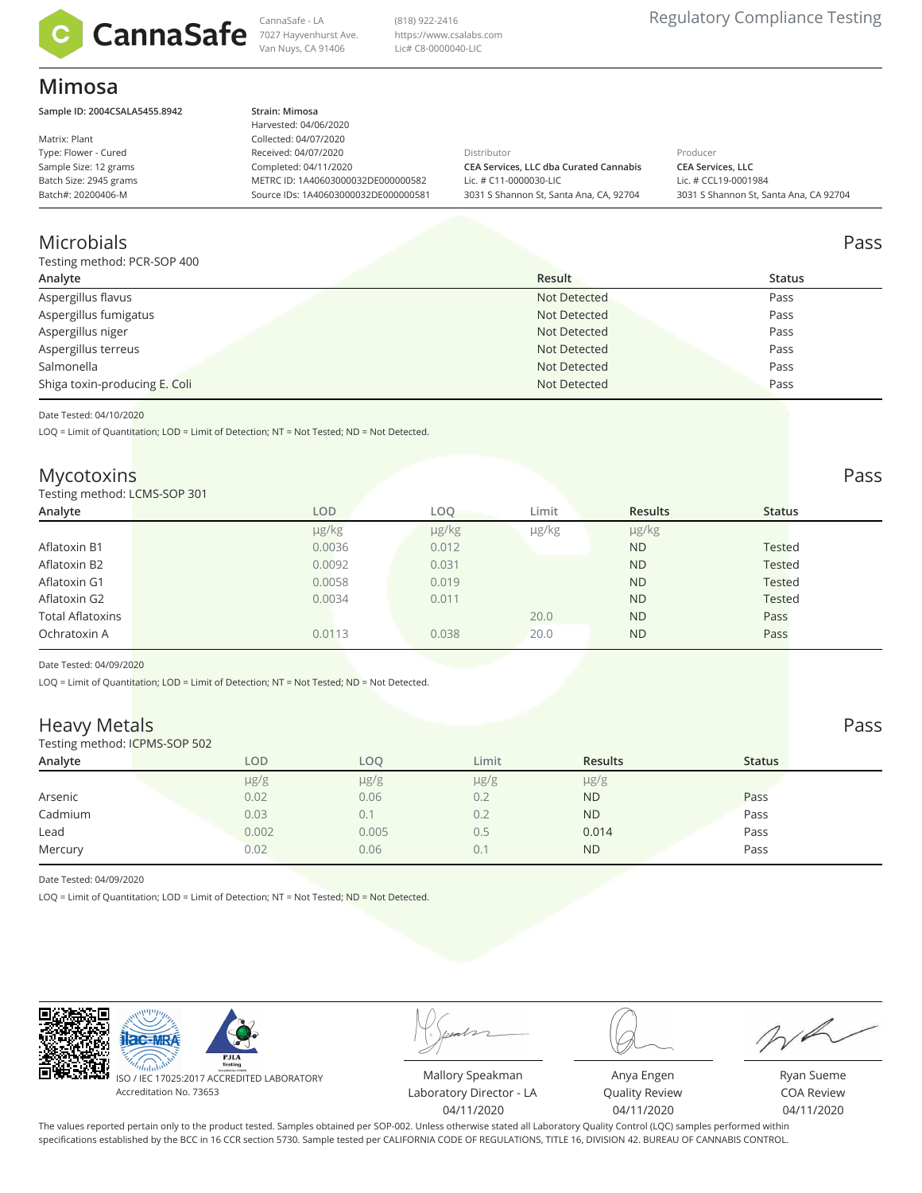# Mimosa

| | | | |
|---|---|---|---|
| **Sample ID: 2004CSALA5455.8942** | **Strain: Mimosa** | | |
| | Harvested: 04/06/2020 | | |
| Matrix: Plant | Collected: 04/07/2020 | | |
| Type: Flower - Cured | Received: 04/07/2020 | Distributor | Producer |
| Sample Size: 12 grams | Completed: 04/11/2020 | **CEA Services, LLC dba Curated Cannabis** | **CEA Services, LLC** |
| Batch Size: 2945 grams | METRC ID: 1A40603000032DE000000582 | Lic. # C11-0000030-LIC | Lic. # CCL19-0001984 |
| Batch#: 20200406-M | Source IDs: 1A40603000032DE000000581 | 3031 S Shannon St, Santa Ana, CA, 92704 | 3031 S Shannon St, Santa Ana, CA 92704 |

## Microbials

Pass

Testing method: PCR-SOP 400

| Analyte | Result | Status |
|---|---|---|
| Aspergillus flavus | Not Detected | Pass |
| Aspergillus fumigatus | Not Detected | Pass |
| Aspergillus niger | Not Detected | Pass |
| Aspergillus terreus | Not Detected | Pass |
| Salmonella | Not Detected | Pass |
| Shiga toxin-producing E. Coli | Not Detected | Pass |

Date Tested: 04/10/2020

LOQ = Limit of Quantitation; LOD = Limit of Detection; NT = Not Tested; ND = Not Detected.

## Mycotoxins

Pass

Testing method: LCMS-SOP 301

| Analyte | LOD | LOQ | Limit | Results | Status |
|---|---|---|---|---|---|
| | µg/kg | µg/kg | µg/kg | µg/kg | |
| Aflatoxin B1 | 0.0036 | 0.012 | | ND | Tested |
| Aflatoxin B2 | 0.0092 | 0.031 | | ND | Tested |
| Aflatoxin G1 | 0.0058 | 0.019 | | ND | Tested |
| Aflatoxin G2 | 0.0034 | 0.011 | | ND | Tested |
| Total Aflatoxins | | | 20.0 | ND | Pass |
| Ochratoxin A | 0.0113 | 0.038 | 20.0 | ND | Pass |

Date Tested: 04/09/2020

LOQ = Limit of Quantitation; LOD = Limit of Detection; NT = Not Tested; ND = Not Detected.

## Heavy Metals

Pass

Testing method: ICPMS-SOP 502

| Analyte | LOD | LOQ | Limit | Results | Status |
|---|---|---|---|---|---|
| | µg/g | µg/g | µg/g | µg/g | |
| Arsenic | 0.02 | 0.06 | 0.2 | ND | Pass |
| Cadmium | 0.03 | 0.1 | 0.2 | ND | Pass |
| Lead | 0.002 | 0.005 | 0.5 | 0.014 | Pass |
| Mercury | 0.02 | 0.06 | 0.1 | ND | Pass |

Date Tested: 04/09/2020

LOQ = Limit of Quantitation; LOD = Limit of Detection; NT = Not Tested; ND = Not Detected.

ISO / IEC 17025:2017 ACCREDITED LABORATORY
Accreditation No. 73653

Mallory Speakman
Laboratory Director - LA
04/11/2020

Anya Engen
Quality Review
04/11/2020

Ryan Sueme
COA Review
04/11/2020

The values reported pertain only to the product tested. Samples obtained per SOP-002. Unless otherwise stated all Laboratory Quality Control (LQC) samples performed within specifications established by the BCC in 16 CCR section 5730. Sample tested per CALIFORNIA CODE OF REGULATIONS, TITLE 16, DIVISION 42. BUREAU OF CANNABIS CONTROL.